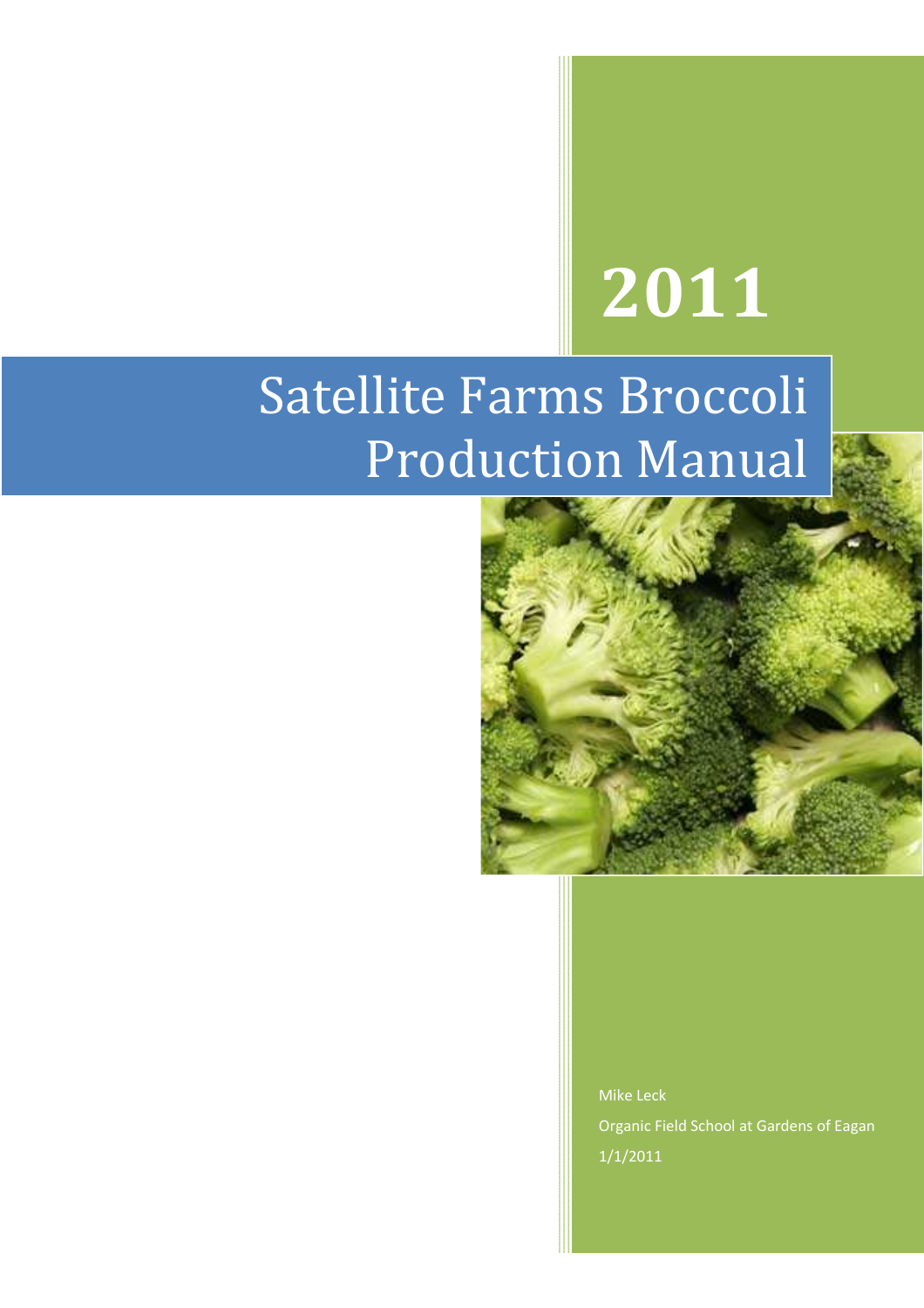# 2011

# Satellite Farms Broccoli Production Manual

Mike Leck

Organic Field School at Gardens of Eagan

1/1/2011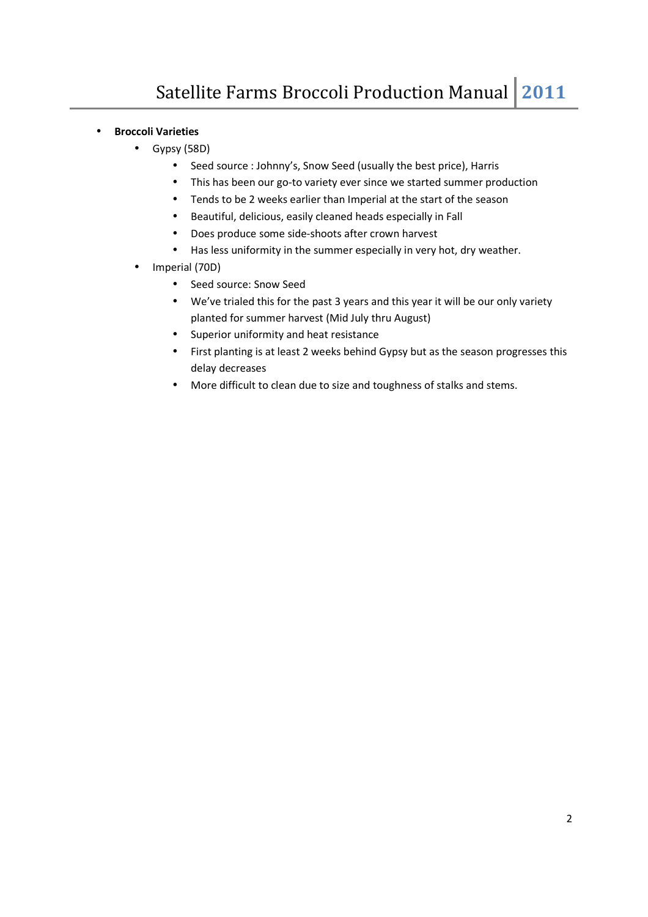- **Broccoli Varieties**
  - Gypsy (58D)
    - Seed source : Johnny's, Snow Seed (usually the best price), Harris
    - This has been our go-to variety ever since we started summer production
    - Tends to be 2 weeks earlier than Imperial at the start of the season
    - Beautiful, delicious, easily cleaned heads especially in Fall
    - Does produce some side-shoots after crown harvest
    - Has less uniformity in the summer especially in very hot, dry weather.
  - Imperial (70D)
    - Seed source: Snow Seed
    - We've trialed this for the past 3 years and this year it will be our only variety planted for summer harvest (Mid July thru August)
    - Superior uniformity and heat resistance
    - First planting is at least 2 weeks behind Gypsy but as the season progresses this delay decreases
    - More difficult to clean due to size and toughness of stalks and stems.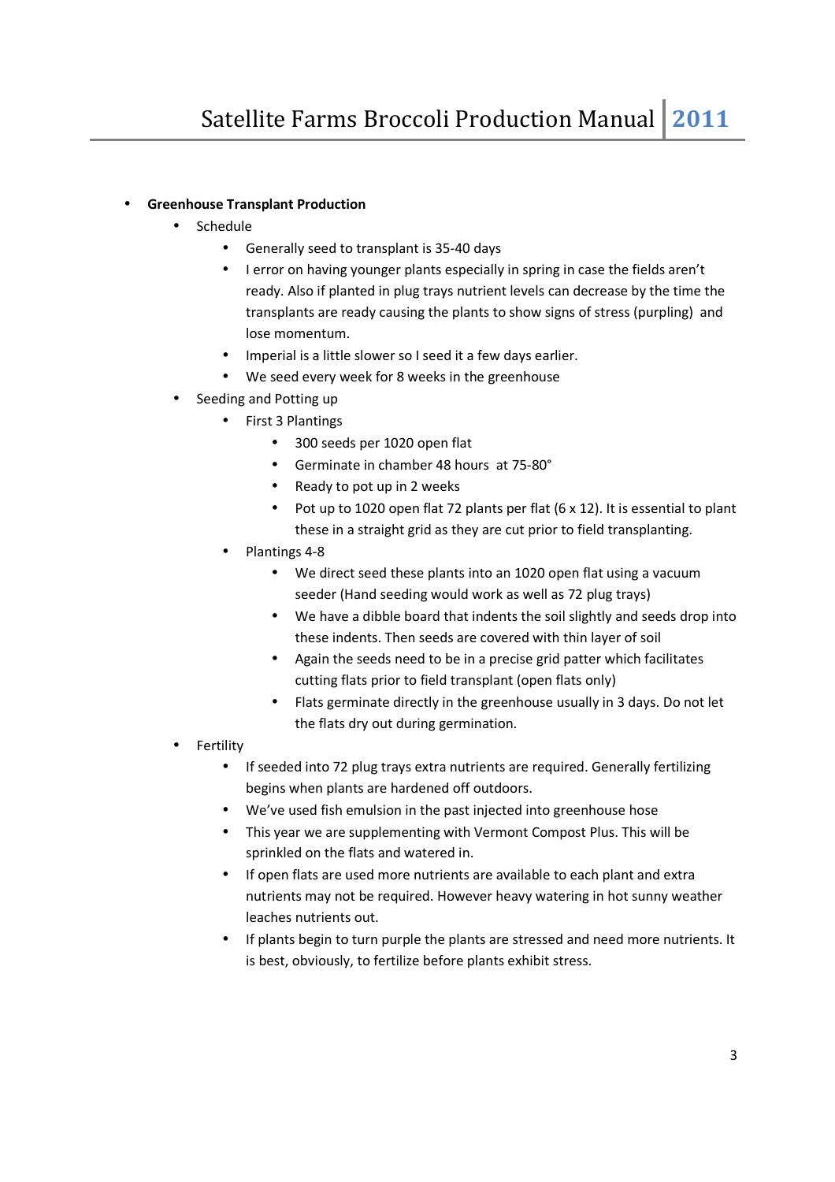- **Greenhouse Transplant Production**
  - Schedule
    - Generally seed to transplant is 35-40 days
    - I error on having younger plants especially in spring in case the fields aren't ready. Also if planted in plug trays nutrient levels can decrease by the time the transplants are ready causing the plants to show signs of stress (purpling) and lose momentum.
    - Imperial is a little slower so I seed it a few days earlier.
    - We seed every week for 8 weeks in the greenhouse
  - Seeding and Potting up
    - First 3 Plantings
      - 300 seeds per 1020 open flat
      - Germinate in chamber 48 hours at 75-80°
      - Ready to pot up in 2 weeks
      - Pot up to 1020 open flat 72 plants per flat (6 x 12). It is essential to plant these in a straight grid as they are cut prior to field transplanting.
    - Plantings 4-8
      - We direct seed these plants into an 1020 open flat using a vacuum seeder (Hand seeding would work as well as 72 plug trays)
      - We have a dibble board that indents the soil slightly and seeds drop into these indents. Then seeds are covered with thin layer of soil
      - Again the seeds need to be in a precise grid patter which facilitates cutting flats prior to field transplant (open flats only)
      - Flats germinate directly in the greenhouse usually in 3 days. Do not let the flats dry out during germination.
  - Fertility
    - If seeded into 72 plug trays extra nutrients are required. Generally fertilizing begins when plants are hardened off outdoors.
    - We've used fish emulsion in the past injected into greenhouse hose
    - This year we are supplementing with Vermont Compost Plus. This will be sprinkled on the flats and watered in.
    - If open flats are used more nutrients are available to each plant and extra nutrients may not be required. However heavy watering in hot sunny weather leaches nutrients out.
    - If plants begin to turn purple the plants are stressed and need more nutrients. It is best, obviously, to fertilize before plants exhibit stress.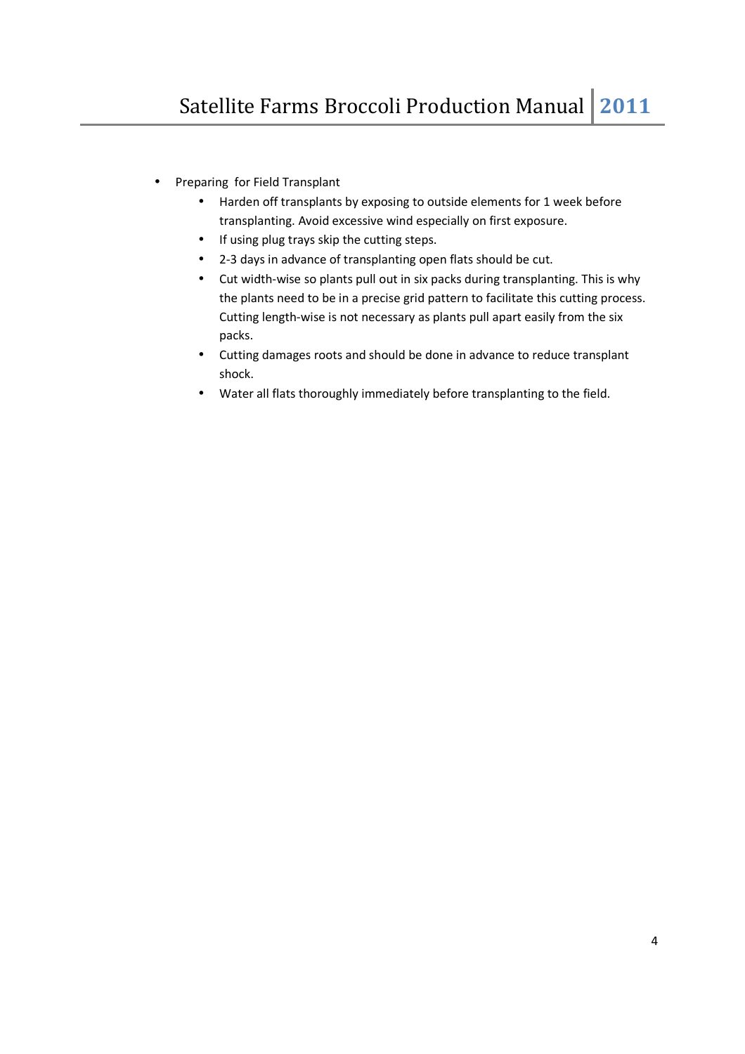- Preparing for Field Transplant
    - Harden off transplants by exposing to outside elements for 1 week before transplanting. Avoid excessive wind especially on first exposure.
    - If using plug trays skip the cutting steps.
    - 2-3 days in advance of transplanting open flats should be cut.
    - Cut width-wise so plants pull out in six packs during transplanting. This is why the plants need to be in a precise grid pattern to facilitate this cutting process. Cutting length-wise is not necessary as plants pull apart easily from the six packs.
    - Cutting damages roots and should be done in advance to reduce transplant shock.
    - Water all flats thoroughly immediately before transplanting to the field.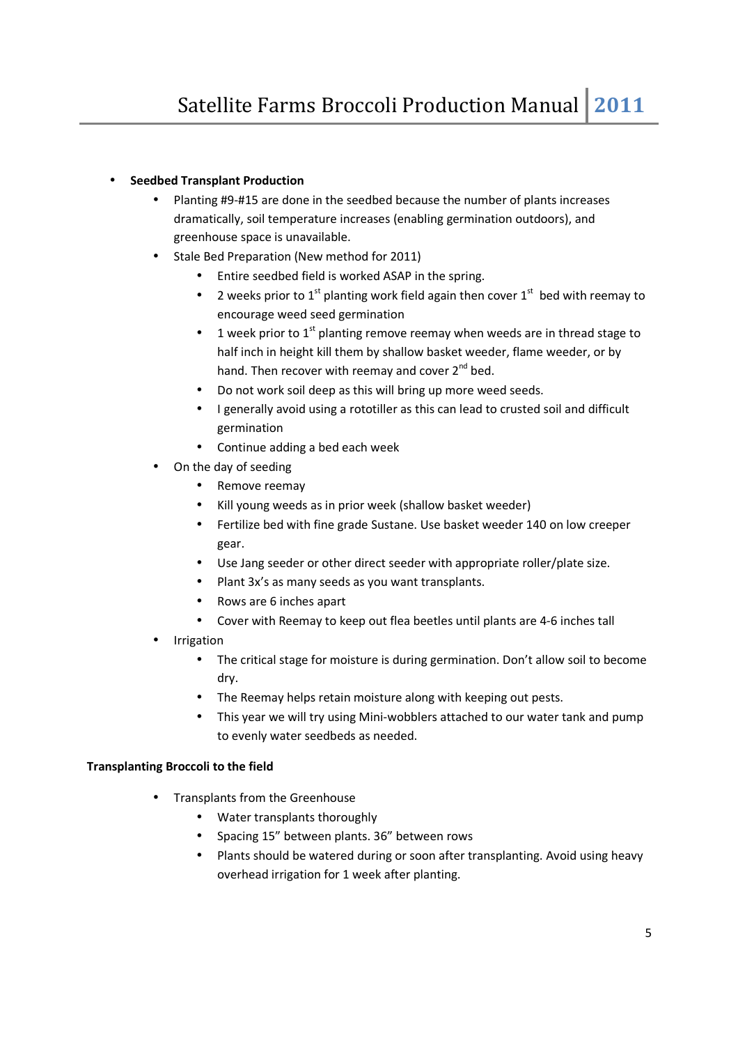- **Seedbed Transplant Production**
  - Planting #9-#15 are done in the seedbed because the number of plants increases dramatically, soil temperature increases (enabling germination outdoors), and greenhouse space is unavailable.
  - Stale Bed Preparation (New method for 2011)
    - Entire seedbed field is worked ASAP in the spring.
    - 2 weeks prior to 1st planting work field again then cover 1st bed with reemay to encourage weed seed germination
    - 1 week prior to 1st planting remove reemay when weeds are in thread stage to half inch in height kill them by shallow basket weeder, flame weeder, or by hand. Then recover with reemay and cover 2nd bed.
    - Do not work soil deep as this will bring up more weed seeds.
    - I generally avoid using a rototiller as this can lead to crusted soil and difficult germination
    - Continue adding a bed each week
  - On the day of seeding
    - Remove reemay
    - Kill young weeds as in prior week (shallow basket weeder)
    - Fertilize bed with fine grade Sustane. Use basket weeder 140 on low creeper gear.
    - Use Jang seeder or other direct seeder with appropriate roller/plate size.
    - Plant 3x's as many seeds as you want transplants.
    - Rows are 6 inches apart
    - Cover with Reemay to keep out flea beetles until plants are 4-6 inches tall
  - Irrigation
    - The critical stage for moisture is during germination. Don't allow soil to become dry.
    - The Reemay helps retain moisture along with keeping out pests.
    - This year we will try using Mini-wobblers attached to our water tank and pump to evenly water seedbeds as needed.

**Transplanting Broccoli to the field**

- Transplants from the Greenhouse
  - Water transplants thoroughly
  - Spacing 15" between plants. 36" between rows
  - Plants should be watered during or soon after transplanting. Avoid using heavy overhead irrigation for 1 week after planting.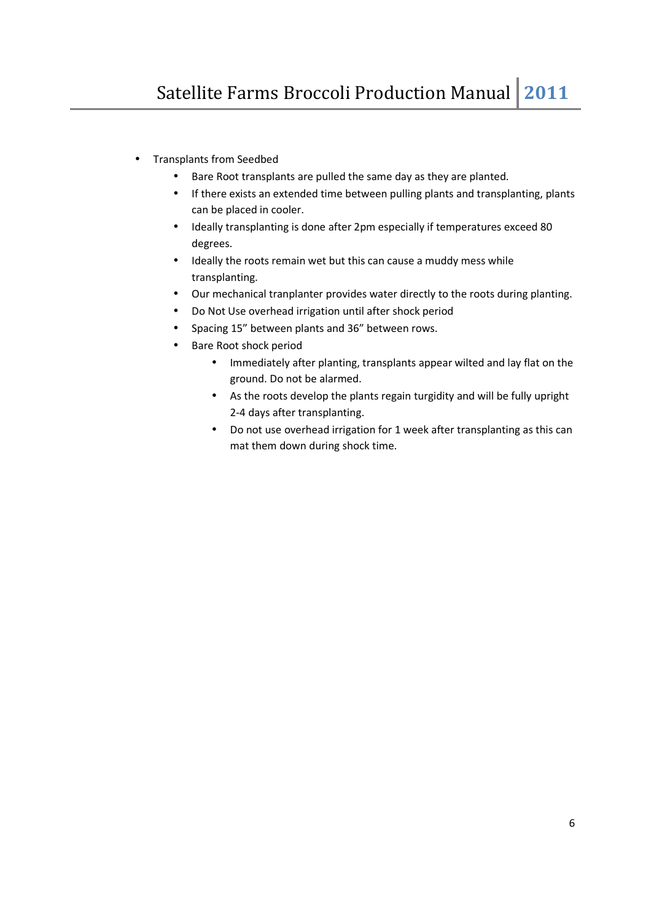- Transplants from Seedbed
  - Bare Root transplants are pulled the same day as they are planted.
  - If there exists an extended time between pulling plants and transplanting, plants can be placed in cooler.
  - Ideally transplanting is done after 2pm especially if temperatures exceed 80 degrees.
  - Ideally the roots remain wet but this can cause a muddy mess while transplanting.
  - Our mechanical tranplanter provides water directly to the roots during planting.
  - Do Not Use overhead irrigation until after shock period
  - Spacing 15” between plants and 36” between rows.
  - Bare Root shock period
    - Immediately after planting, transplants appear wilted and lay flat on the ground. Do not be alarmed.
    - As the roots develop the plants regain turgidity and will be fully upright 2-4 days after transplanting.
    - Do not use overhead irrigation for 1 week after transplanting as this can mat them down during shock time.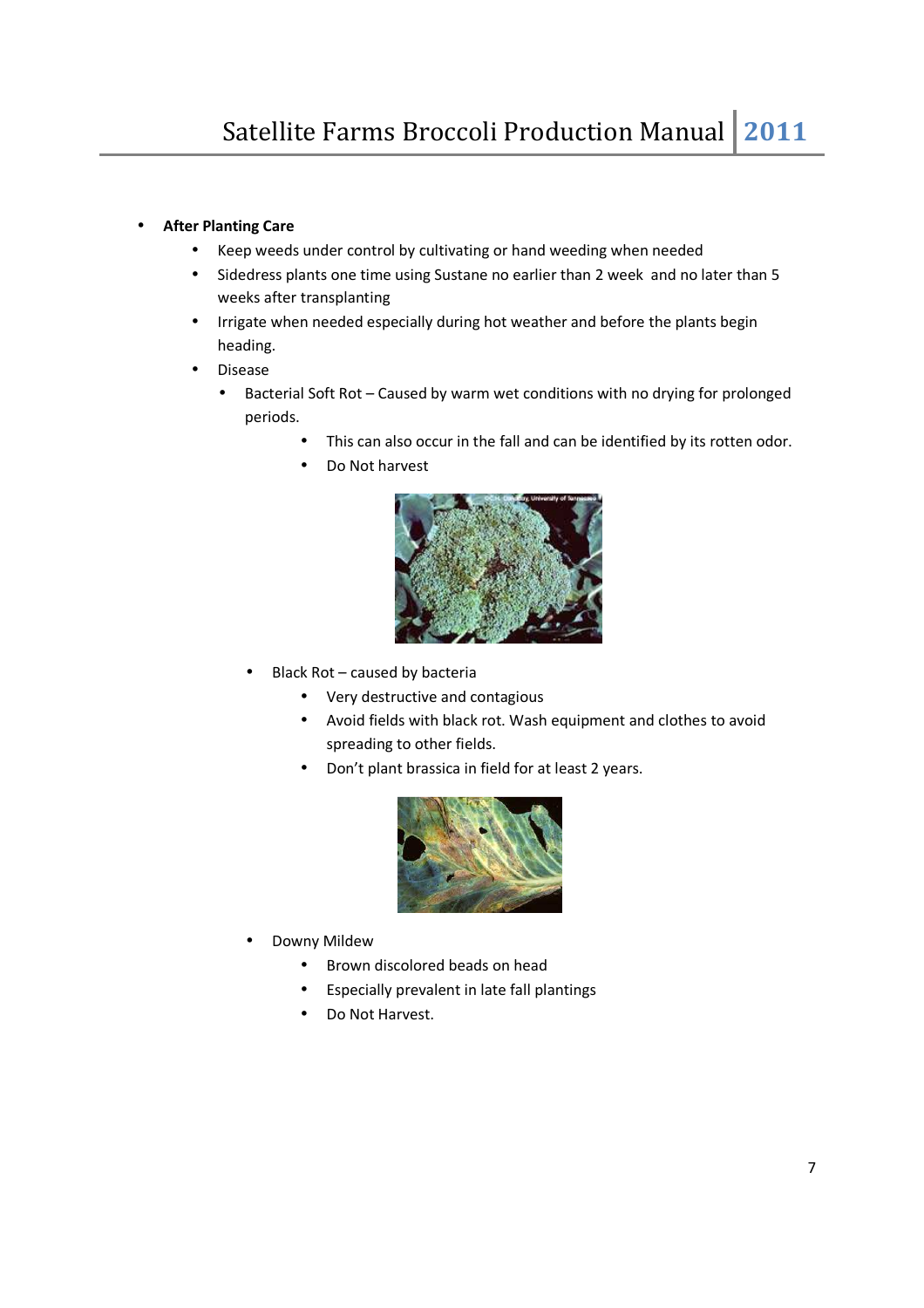- **After Planting Care**
  - Keep weeds under control by cultivating or hand weeding when needed
  - Sidedress plants one time using Sustane no earlier than 2 week and no later than 5 weeks after transplanting
  - Irrigate when needed especially during hot weather and before the plants begin heading.
  - Disease
    - Bacterial Soft Rot – Caused by warm wet conditions with no drying for prolonged periods.
      - This can also occur in the fall and can be identified by its rotten odor.
      - Do Not harvest
    - Black Rot – caused by bacteria
      - Very destructive and contagious
      - Avoid fields with black rot. Wash equipment and clothes to avoid spreading to other fields.
      - Don't plant brassica in field for at least 2 years.
    - Downy Mildew
      - Brown discolored beads on head
      - Especially prevalent in late fall plantings
      - Do Not Harvest.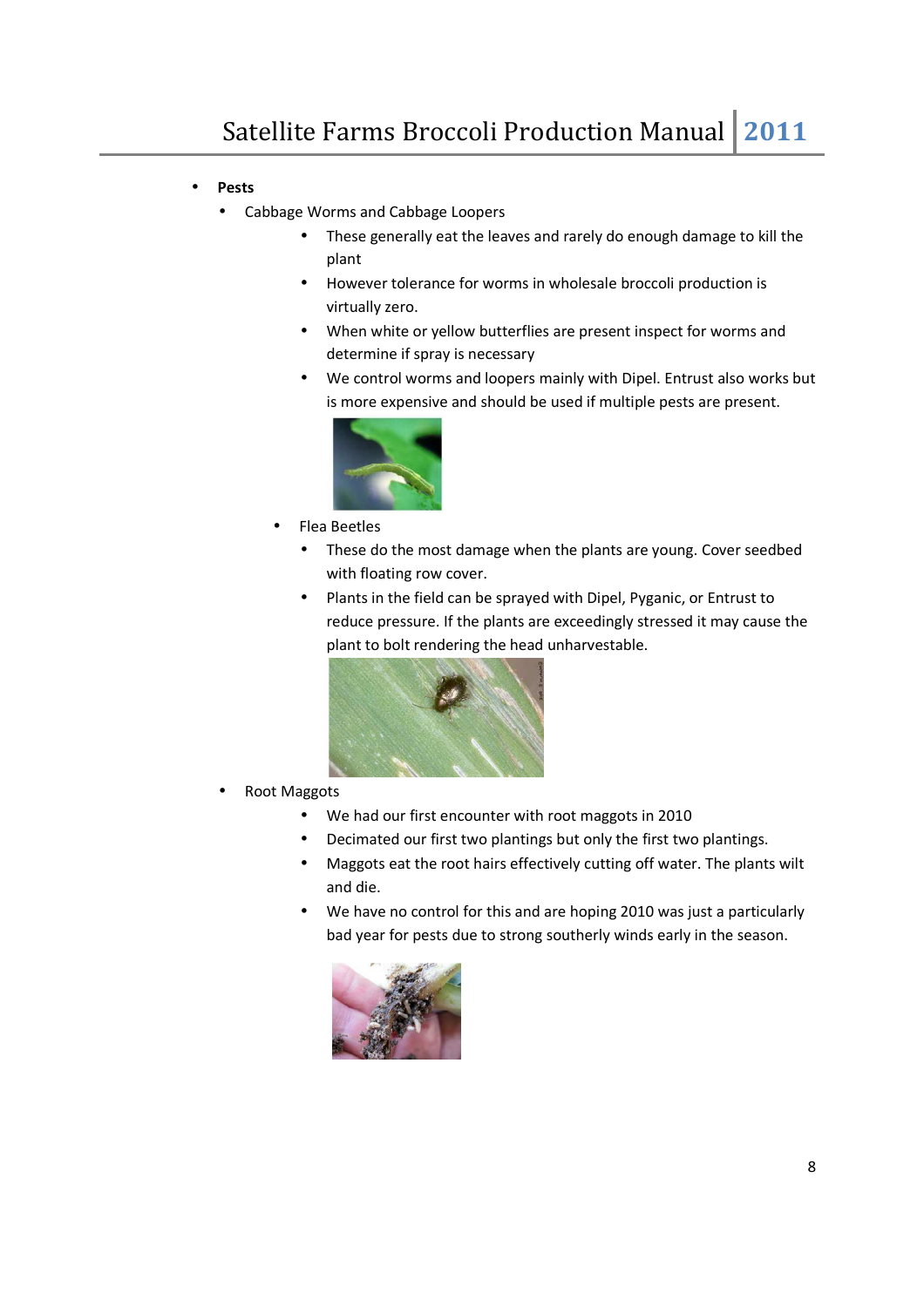- **Pests**
  - Cabbage Worms and Cabbage Loopers
    - These generally eat the leaves and rarely do enough damage to kill the plant
    - However tolerance for worms in wholesale broccoli production is virtually zero.
    - When white or yellow butterflies are present inspect for worms and determine if spray is necessary
    - We control worms and loopers mainly with Dipel. Entrust also works but is more expensive and should be used if multiple pests are present.
  - Flea Beetles
    - These do the most damage when the plants are young. Cover seedbed with floating row cover.
    - Plants in the field can be sprayed with Dipel, Pyganic, or Entrust to reduce pressure. If the plants are exceedingly stressed it may cause the plant to bolt rendering the head unharvestable.
  - Root Maggots
    - We had our first encounter with root maggots in 2010
    - Decimated our first two plantings but only the first two plantings.
    - Maggots eat the root hairs effectively cutting off water. The plants wilt and die.
    - We have no control for this and are hoping 2010 was just a particularly bad year for pests due to strong southerly winds early in the season.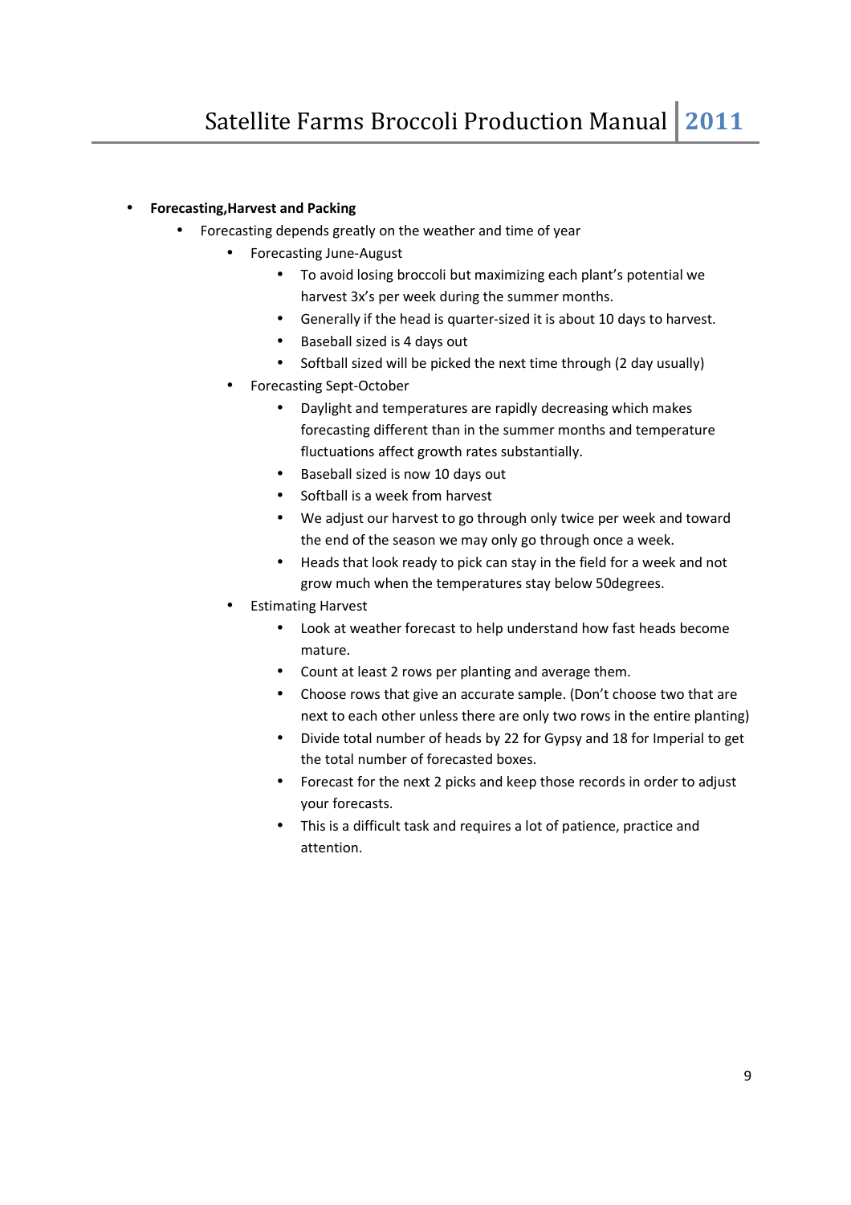- **Forecasting,Harvest and Packing**
  - Forecasting depends greatly on the weather and time of year
    - Forecasting June-August
      - To avoid losing broccoli but maximizing each plant's potential we harvest 3x's per week during the summer months.
      - Generally if the head is quarter-sized it is about 10 days to harvest.
      - Baseball sized is 4 days out
      - Softball sized will be picked the next time through (2 day usually)
    - Forecasting Sept-October
      - Daylight and temperatures are rapidly decreasing which makes forecasting different than in the summer months and temperature fluctuations affect growth rates substantially.
      - Baseball sized is now 10 days out
      - Softball is a week from harvest
      - We adjust our harvest to go through only twice per week and toward the end of the season we may only go through once a week.
      - Heads that look ready to pick can stay in the field for a week and not grow much when the temperatures stay below 50degrees.
    - Estimating Harvest
      - Look at weather forecast to help understand how fast heads become mature.
      - Count at least 2 rows per planting and average them.
      - Choose rows that give an accurate sample. (Don't choose two that are next to each other unless there are only two rows in the entire planting)
      - Divide total number of heads by 22 for Gypsy and 18 for Imperial to get the total number of forecasted boxes.
      - Forecast for the next 2 picks and keep those records in order to adjust your forecasts.
      - This is a difficult task and requires a lot of patience, practice and attention.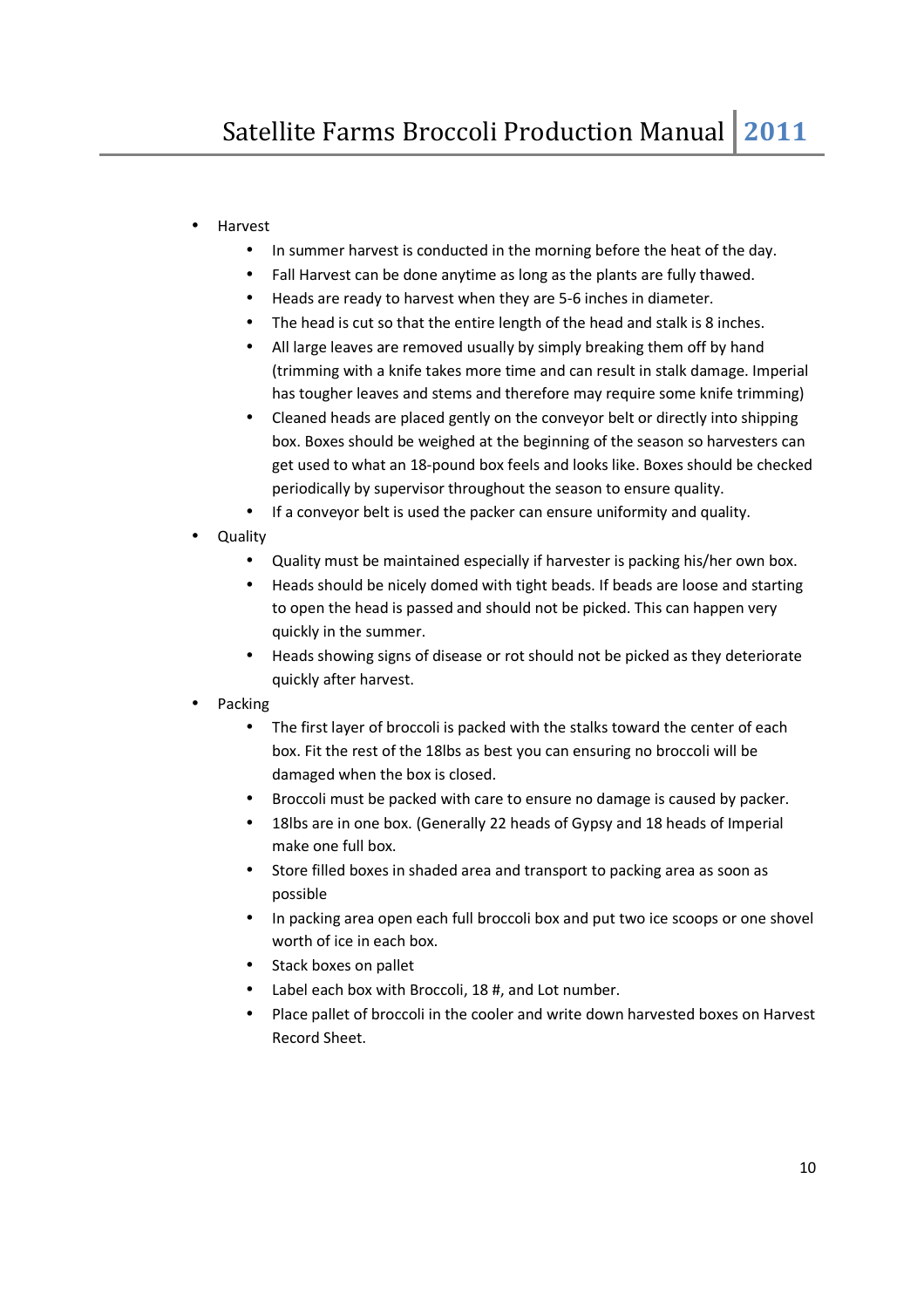- Harvest
  - In summer harvest is conducted in the morning before the heat of the day.
  - Fall Harvest can be done anytime as long as the plants are fully thawed.
  - Heads are ready to harvest when they are 5-6 inches in diameter.
  - The head is cut so that the entire length of the head and stalk is 8 inches.
  - All large leaves are removed usually by simply breaking them off by hand (trimming with a knife takes more time and can result in stalk damage. Imperial has tougher leaves and stems and therefore may require some knife trimming)
  - Cleaned heads are placed gently on the conveyor belt or directly into shipping box. Boxes should be weighed at the beginning of the season so harvesters can get used to what an 18-pound box feels and looks like. Boxes should be checked periodically by supervisor throughout the season to ensure quality.
  - If a conveyor belt is used the packer can ensure uniformity and quality.
- Quality
  - Quality must be maintained especially if harvester is packing his/her own box.
  - Heads should be nicely domed with tight beads. If beads are loose and starting to open the head is passed and should not be picked. This can happen very quickly in the summer.
  - Heads showing signs of disease or rot should not be picked as they deteriorate quickly after harvest.
- Packing
  - The first layer of broccoli is packed with the stalks toward the center of each box. Fit the rest of the 18lbs as best you can ensuring no broccoli will be damaged when the box is closed.
  - Broccoli must be packed with care to ensure no damage is caused by packer.
  - 18lbs are in one box. (Generally 22 heads of Gypsy and 18 heads of Imperial make one full box.
  - Store filled boxes in shaded area and transport to packing area as soon as possible
  - In packing area open each full broccoli box and put two ice scoops or one shovel worth of ice in each box.
  - Stack boxes on pallet
  - Label each box with Broccoli, 18 #, and Lot number.
  - Place pallet of broccoli in the cooler and write down harvested boxes on Harvest Record Sheet.